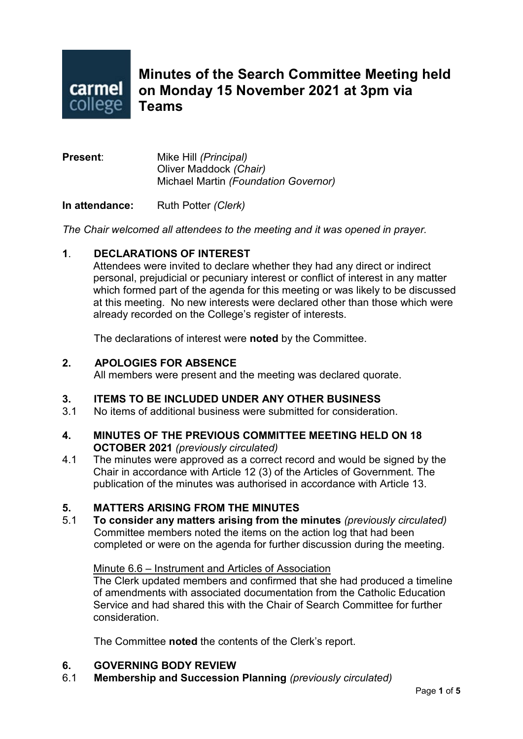# Minutes of the Search Committee Meeting held on Monday 15 November 2021 at 3pm via Teams

**Present**: Mike Hill *(Principal)*
Oliver Maddock *(Chair)*
Michael Martin *(Foundation Governor)*

**In attendance:** Ruth Potter *(Clerk)*

*The Chair welcomed all attendees to the meeting and it was opened in prayer.*

**1. DECLARATIONS OF INTEREST**

Attendees were invited to declare whether they had any direct or indirect personal, prejudicial or pecuniary interest or conflict of interest in any matter which formed part of the agenda for this meeting or was likely to be discussed at this meeting. No new interests were declared other than those which were already recorded on the College's register of interests.

The declarations of interest were **noted** by the Committee.

**2. APOLOGIES FOR ABSENCE**

All members were present and the meeting was declared quorate.

**3. ITEMS TO BE INCLUDED UNDER ANY OTHER BUSINESS**

3.1 No items of additional business were submitted for consideration.

**4. MINUTES OF THE PREVIOUS COMMITTEE MEETING HELD ON 18 OCTOBER 2021** *(previously circulated)*

4.1 The minutes were approved as a correct record and would be signed by the Chair in accordance with Article 12 (3) of the Articles of Government. The publication of the minutes was authorised in accordance with Article 13.

**5. MATTERS ARISING FROM THE MINUTES**

5.1 **To consider any matters arising from the minutes** *(previously circulated)*
Committee members noted the items on the action log that had been completed or were on the agenda for further discussion during the meeting.

Minute 6.6 – Instrument and Articles of Association
The Clerk updated members and confirmed that she had produced a timeline of amendments with associated documentation from the Catholic Education Service and had shared this with the Chair of Search Committee for further consideration.

The Committee **noted** the contents of the Clerk's report.

**6. GOVERNING BODY REVIEW**

6.1 **Membership and Succession Planning** *(previously circulated)*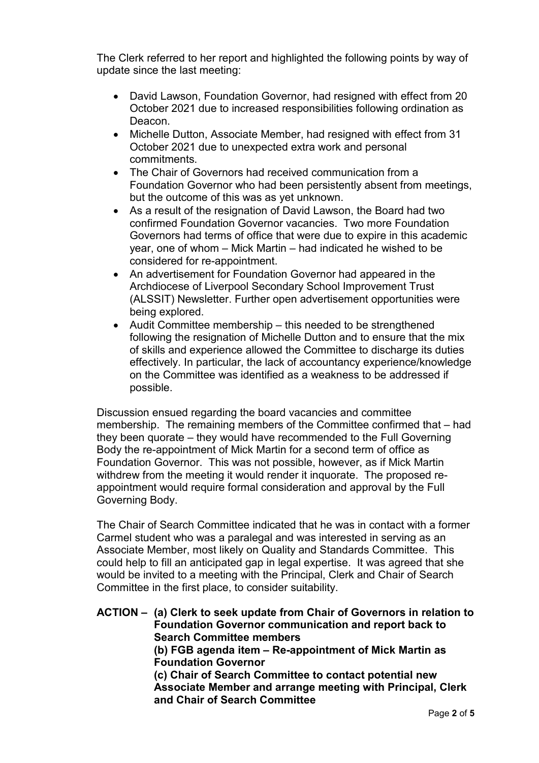The Clerk referred to her report and highlighted the following points by way of update since the last meeting:

- David Lawson, Foundation Governor, had resigned with effect from 20 October 2021 due to increased responsibilities following ordination as Deacon.
- Michelle Dutton, Associate Member, had resigned with effect from 31 October 2021 due to unexpected extra work and personal commitments.
- The Chair of Governors had received communication from a Foundation Governor who had been persistently absent from meetings, but the outcome of this was as yet unknown.
- As a result of the resignation of David Lawson, the Board had two confirmed Foundation Governor vacancies. Two more Foundation Governors had terms of office that were due to expire in this academic year, one of whom – Mick Martin – had indicated he wished to be considered for re-appointment.
- An advertisement for Foundation Governor had appeared in the Archdiocese of Liverpool Secondary School Improvement Trust (ALSSIT) Newsletter. Further open advertisement opportunities were being explored.
- Audit Committee membership – this needed to be strengthened following the resignation of Michelle Dutton and to ensure that the mix of skills and experience allowed the Committee to discharge its duties effectively. In particular, the lack of accountancy experience/knowledge on the Committee was identified as a weakness to be addressed if possible.

Discussion ensued regarding the board vacancies and committee membership. The remaining members of the Committee confirmed that – had they been quorate – they would have recommended to the Full Governing Body the re-appointment of Mick Martin for a second term of office as Foundation Governor. This was not possible, however, as if Mick Martin withdrew from the meeting it would render it inquorate. The proposed re-appointment would require formal consideration and approval by the Full Governing Body.

The Chair of Search Committee indicated that he was in contact with a former Carmel student who was a paralegal and was interested in serving as an Associate Member, most likely on Quality and Standards Committee. This could help to fill an anticipated gap in legal expertise. It was agreed that she would be invited to a meeting with the Principal, Clerk and Chair of Search Committee in the first place, to consider suitability.

**ACTION – (a) Clerk to seek update from Chair of Governors in relation to Foundation Governor communication and report back to Search Committee members**
**(b) FGB agenda item – Re-appointment of Mick Martin as Foundation Governor**
**(c) Chair of Search Committee to contact potential new Associate Member and arrange meeting with Principal, Clerk and Chair of Search Committee**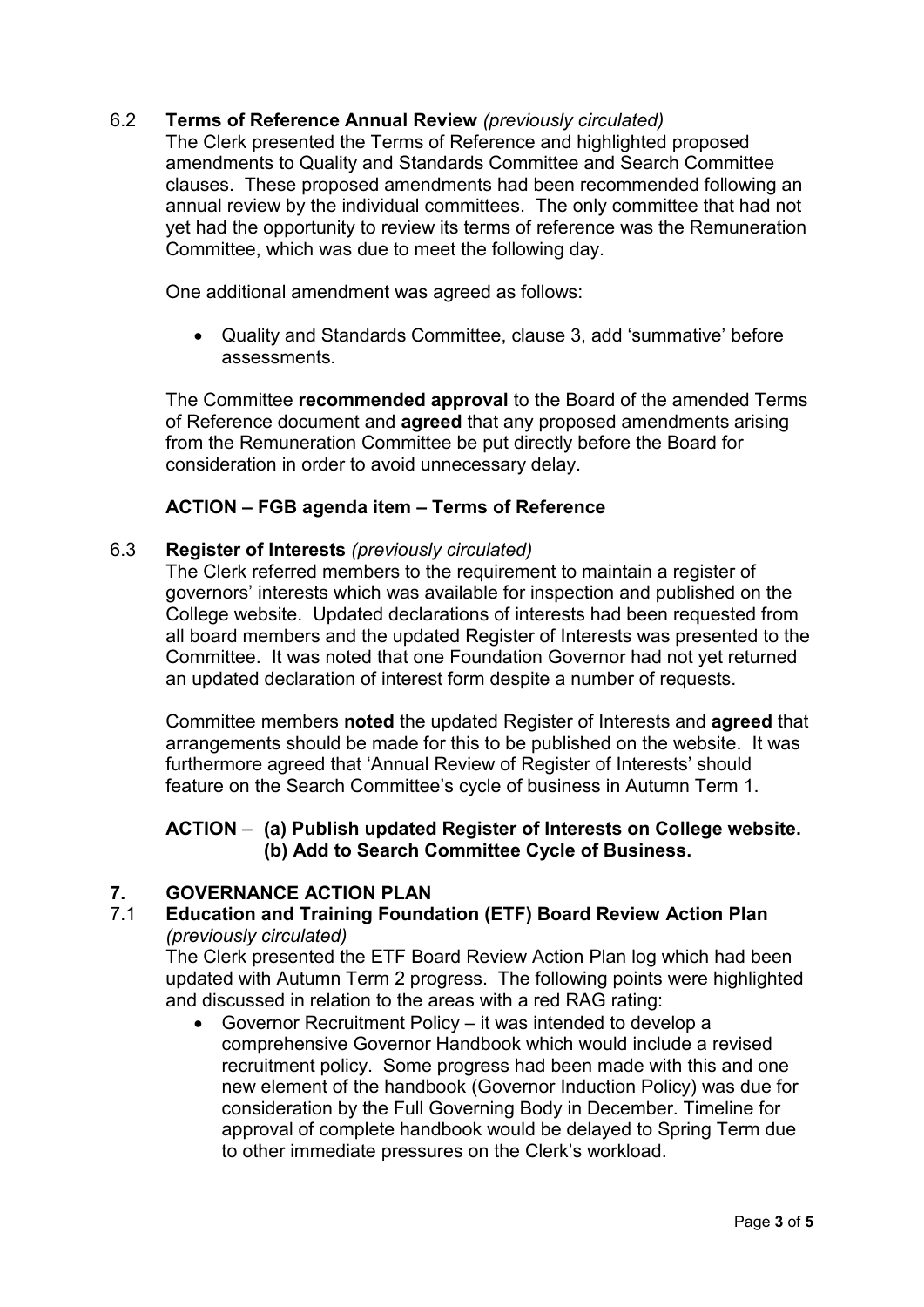6.2 **Terms of Reference Annual Review** *(previously circulated)*

The Clerk presented the Terms of Reference and highlighted proposed amendments to Quality and Standards Committee and Search Committee clauses. These proposed amendments had been recommended following an annual review by the individual committees. The only committee that had not yet had the opportunity to review its terms of reference was the Remuneration Committee, which was due to meet the following day.

One additional amendment was agreed as follows:

- Quality and Standards Committee, clause 3, add 'summative' before assessments.

The Committee **recommended approval** to the Board of the amended Terms of Reference document and **agreed** that any proposed amendments arising from the Remuneration Committee be put directly before the Board for consideration in order to avoid unnecessary delay.

**ACTION – FGB agenda item – Terms of Reference**

6.3 **Register of Interests** *(previously circulated)*

The Clerk referred members to the requirement to maintain a register of governors' interests which was available for inspection and published on the College website. Updated declarations of interests had been requested from all board members and the updated Register of Interests was presented to the Committee. It was noted that one Foundation Governor had not yet returned an updated declaration of interest form despite a number of requests.

Committee members **noted** the updated Register of Interests and **agreed** that arrangements should be made for this to be published on the website. It was furthermore agreed that 'Annual Review of Register of Interests' should feature on the Search Committee's cycle of business in Autumn Term 1.

**ACTION – (a) Publish updated Register of Interests on College website.**
**(b) Add to Search Committee Cycle of Business.**

## 7. GOVERNANCE ACTION PLAN

7.1 **Education and Training Foundation (ETF) Board Review Action Plan** *(previously circulated)*

The Clerk presented the ETF Board Review Action Plan log which had been updated with Autumn Term 2 progress. The following points were highlighted and discussed in relation to the areas with a red RAG rating:

- Governor Recruitment Policy – it was intended to develop a comprehensive Governor Handbook which would include a revised recruitment policy. Some progress had been made with this and one new element of the handbook (Governor Induction Policy) was due for consideration by the Full Governing Body in December. Timeline for approval of complete handbook would be delayed to Spring Term due to other immediate pressures on the Clerk's workload.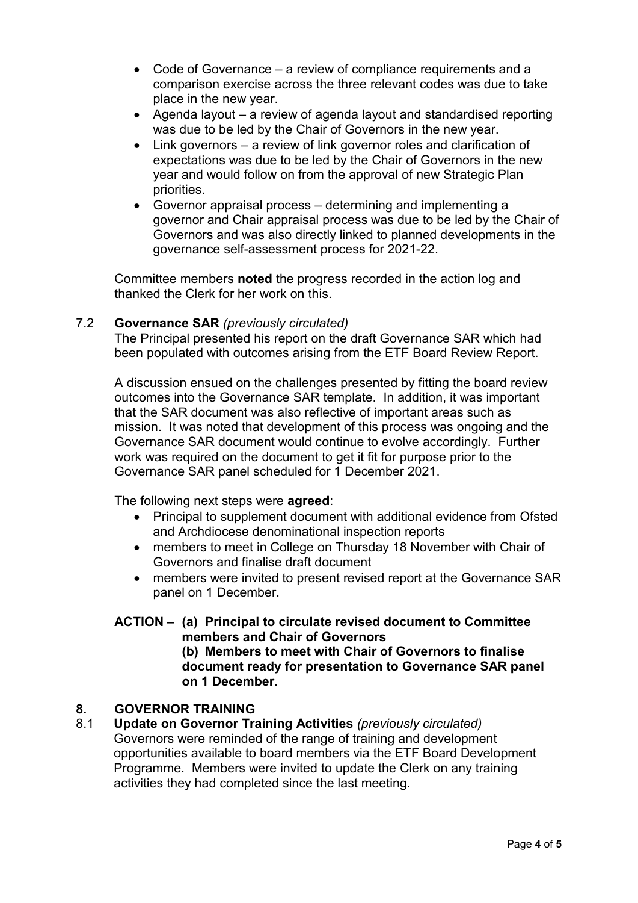- Code of Governance – a review of compliance requirements and a comparison exercise across the three relevant codes was due to take place in the new year.
- Agenda layout – a review of agenda layout and standardised reporting was due to be led by the Chair of Governors in the new year.
- Link governors – a review of link governor roles and clarification of expectations was due to be led by the Chair of Governors in the new year and would follow on from the approval of new Strategic Plan priorities.
- Governor appraisal process – determining and implementing a governor and Chair appraisal process was due to be led by the Chair of Governors and was also directly linked to planned developments in the governance self-assessment process for 2021-22.

Committee members **noted** the progress recorded in the action log and thanked the Clerk for her work on this.

7.2 **Governance SAR** *(previously circulated)*

The Principal presented his report on the draft Governance SAR which had been populated with outcomes arising from the ETF Board Review Report.

A discussion ensued on the challenges presented by fitting the board review outcomes into the Governance SAR template. In addition, it was important that the SAR document was also reflective of important areas such as mission. It was noted that development of this process was ongoing and the Governance SAR document would continue to evolve accordingly. Further work was required on the document to get it fit for purpose prior to the Governance SAR panel scheduled for 1 December 2021.

The following next steps were **agreed**:

- Principal to supplement document with additional evidence from Ofsted and Archdiocese denominational inspection reports
- members to meet in College on Thursday 18 November with Chair of Governors and finalise draft document
- members were invited to present revised report at the Governance SAR panel on 1 December.

**ACTION – (a) Principal to circulate revised document to Committee members and Chair of Governors**
**(b) Members to meet with Chair of Governors to finalise document ready for presentation to Governance SAR panel on 1 December.**

## 8. GOVERNOR TRAINING

8.1 **Update on Governor Training Activities** *(previously circulated)*

Governors were reminded of the range of training and development opportunities available to board members via the ETF Board Development Programme. Members were invited to update the Clerk on any training activities they had completed since the last meeting.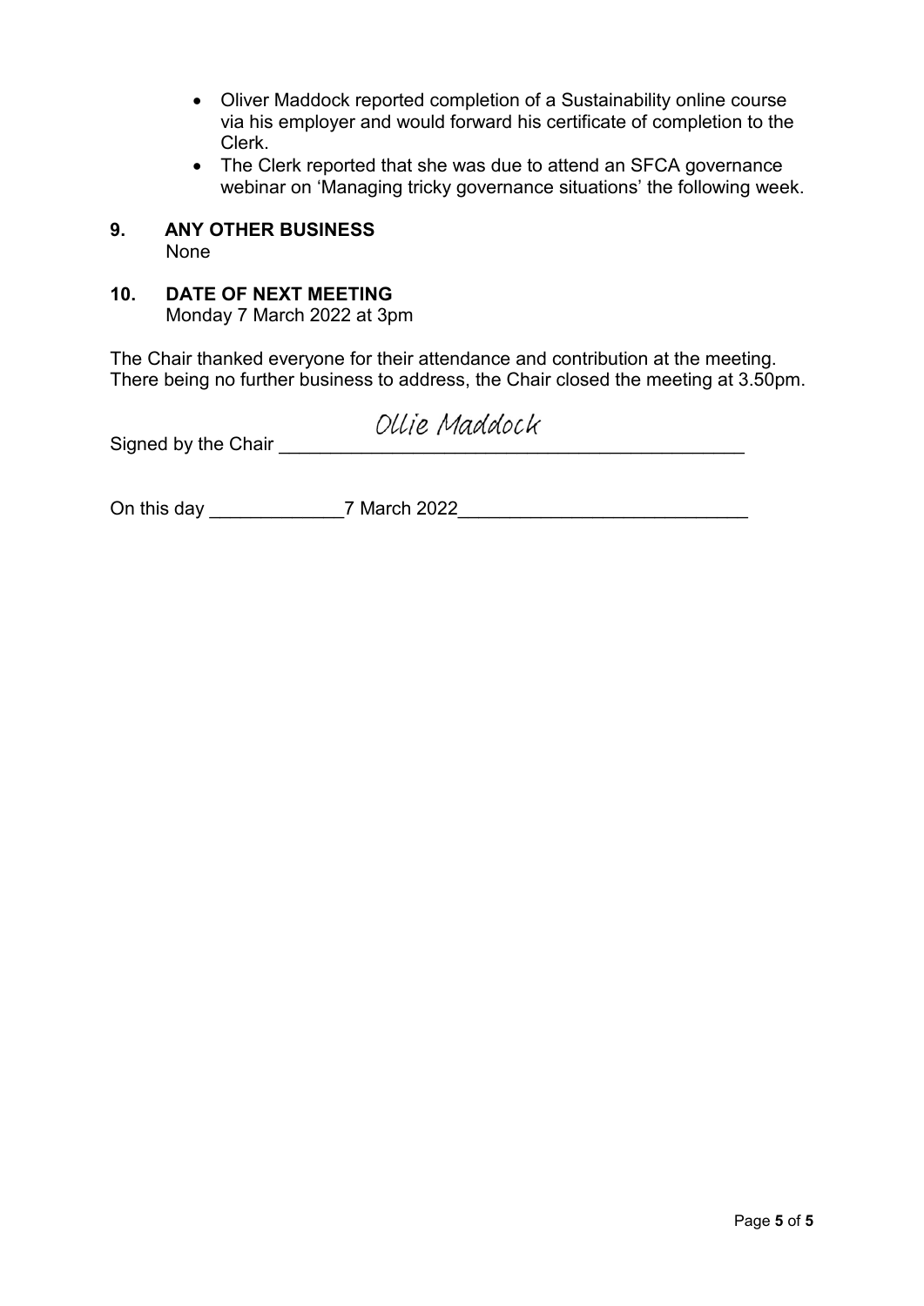- Oliver Maddock reported completion of a Sustainability online course via his employer and would forward his certificate of completion to the Clerk.
- The Clerk reported that she was due to attend an SFCA governance webinar on 'Managing tricky governance situations' the following week.

## 9. ANY OTHER BUSINESS

None

## 10. DATE OF NEXT MEETING

Monday 7 March 2022 at 3pm

The Chair thanked everyone for their attendance and contribution at the meeting. There being no further business to address, the Chair closed the meeting at 3.50pm.

Signed by the Chair Ollie Maddock

On this day 7 March 2022